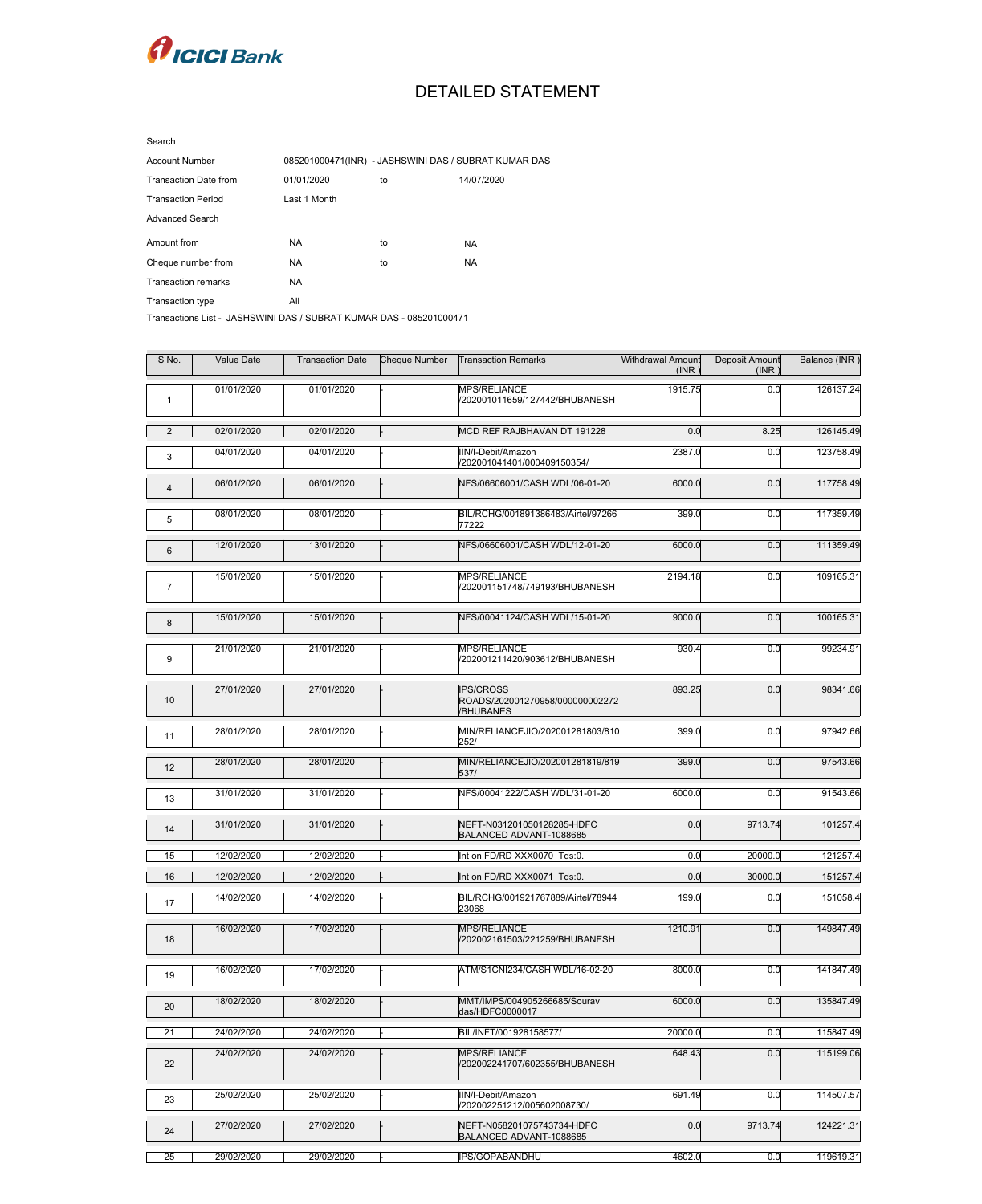ICICI Bank

# DETAILED STATEMENT

Search

| | | | |
|---|---|---|---|
| Account Number | 085201000471(INR) - JASHSWINI DAS / SUBRAT KUMAR DAS | | |
| Transaction Date from | 01/01/2020 | to | 14/07/2020 |
| Transaction Period | Last 1 Month | | |
| Advanced Search | | | |
| Amount from | NA | to | NA |
| Cheque number from | NA | to | NA |
| Transaction remarks | NA | | |
| Transaction type | All | | |

Transactions List - JASHSWINI DAS / SUBRAT KUMAR DAS - 085201000471

| S No. | Value Date | Transaction Date | Cheque Number | Transaction Remarks | Withdrawal Amount (INR ) | Deposit Amount (INR ) | Balance (INR ) |
|---|---|---|---|---|---|---|---|
| 1 | 01/01/2020 | 01/01/2020 | - | MPS/RELIANCE /202001011659/127442/BHUBANESH | 1915.75 | 0.0 | 126137.24 |
| 2 | 02/01/2020 | 02/01/2020 | - | MCD REF RAJBHAVAN DT 191228 | 0.0 | 8.25 | 126145.49 |
| 3 | 04/01/2020 | 04/01/2020 | - | IIN/I-Debit/Amazon /202001041401/000409150354/ | 2387.0 | 0.0 | 123758.49 |
| 4 | 06/01/2020 | 06/01/2020 | - | NFS/06606001/CASH WDL/06-01-20 | 6000.0 | 0.0 | 117758.49 |
| 5 | 08/01/2020 | 08/01/2020 | - | BIL/RCHG/001891386483/Airtel/97266 77222 | 399.0 | 0.0 | 117359.49 |
| 6 | 12/01/2020 | 13/01/2020 | - | NFS/06606001/CASH WDL/12-01-20 | 6000.0 | 0.0 | 111359.49 |
| 7 | 15/01/2020 | 15/01/2020 | - | MPS/RELIANCE /202001151748/749193/BHUBANESH | 2194.18 | 0.0 | 109165.31 |
| 8 | 15/01/2020 | 15/01/2020 | - | NFS/00041124/CASH WDL/15-01-20 | 9000.0 | 0.0 | 100165.31 |
| 9 | 21/01/2020 | 21/01/2020 | - | MPS/RELIANCE /202001211420/903612/BHUBANESH | 930.4 | 0.0 | 99234.91 |
| 10 | 27/01/2020 | 27/01/2020 | - | IPS/CROSS ROADS/202001270958/000000002272 /BHUBANES | 893.25 | 0.0 | 98341.66 |
| 11 | 28/01/2020 | 28/01/2020 | - | MIN/RELIANCEJIO/202001281803/810 252/ | 399.0 | 0.0 | 97942.66 |
| 12 | 28/01/2020 | 28/01/2020 | - | MIN/RELIANCEJIO/202001281819/819 537/ | 399.0 | 0.0 | 97543.66 |
| 13 | 31/01/2020 | 31/01/2020 | - | NFS/00041222/CASH WDL/31-01-20 | 6000.0 | 0.0 | 91543.66 |
| 14 | 31/01/2020 | 31/01/2020 | - | NEFT-N031201050128285-HDFC BALANCED ADVANT-1088685 | 0.0 | 9713.74 | 101257.4 |
| 15 | 12/02/2020 | 12/02/2020 | - | Int on FD/RD XXX0070 Tds:0. | 0.0 | 20000.0 | 121257.4 |
| 16 | 12/02/2020 | 12/02/2020 | - | Int on FD/RD XXX0071 Tds:0. | 0.0 | 30000.0 | 151257.4 |
| 17 | 14/02/2020 | 14/02/2020 | - | BIL/RCHG/001921767889/Airtel/78944 23068 | 199.0 | 0.0 | 151058.4 |
| 18 | 16/02/2020 | 17/02/2020 | - | MPS/RELIANCE /202002161503/221259/BHUBANESH | 1210.91 | 0.0 | 149847.49 |
| 19 | 16/02/2020 | 17/02/2020 | - | ATM/S1CNI234/CASH WDL/16-02-20 | 8000.0 | 0.0 | 141847.49 |
| 20 | 18/02/2020 | 18/02/2020 | - | MMT/IMPS/004905266685/Sourav das/HDFC0000017 | 6000.0 | 0.0 | 135847.49 |
| 21 | 24/02/2020 | 24/02/2020 | - | BIL/INFT/001928158577/ | 20000.0 | 0.0 | 115847.49 |
| 22 | 24/02/2020 | 24/02/2020 | - | MPS/RELIANCE /202002241707/602355/BHUBANESH | 648.43 | 0.0 | 115199.06 |
| 23 | 25/02/2020 | 25/02/2020 | - | IIN/I-Debit/Amazon /202002251212/005602008730/ | 691.49 | 0.0 | 114507.57 |
| 24 | 27/02/2020 | 27/02/2020 | - | NEFT-N058201075743734-HDFC BALANCED ADVANT-1088685 | 0.0 | 9713.74 | 124221.31 |
| 25 | 29/02/2020 | 29/02/2020 | - | IPS/GOPABANDHU | 4602.0 | 0.0 | 119619.31 |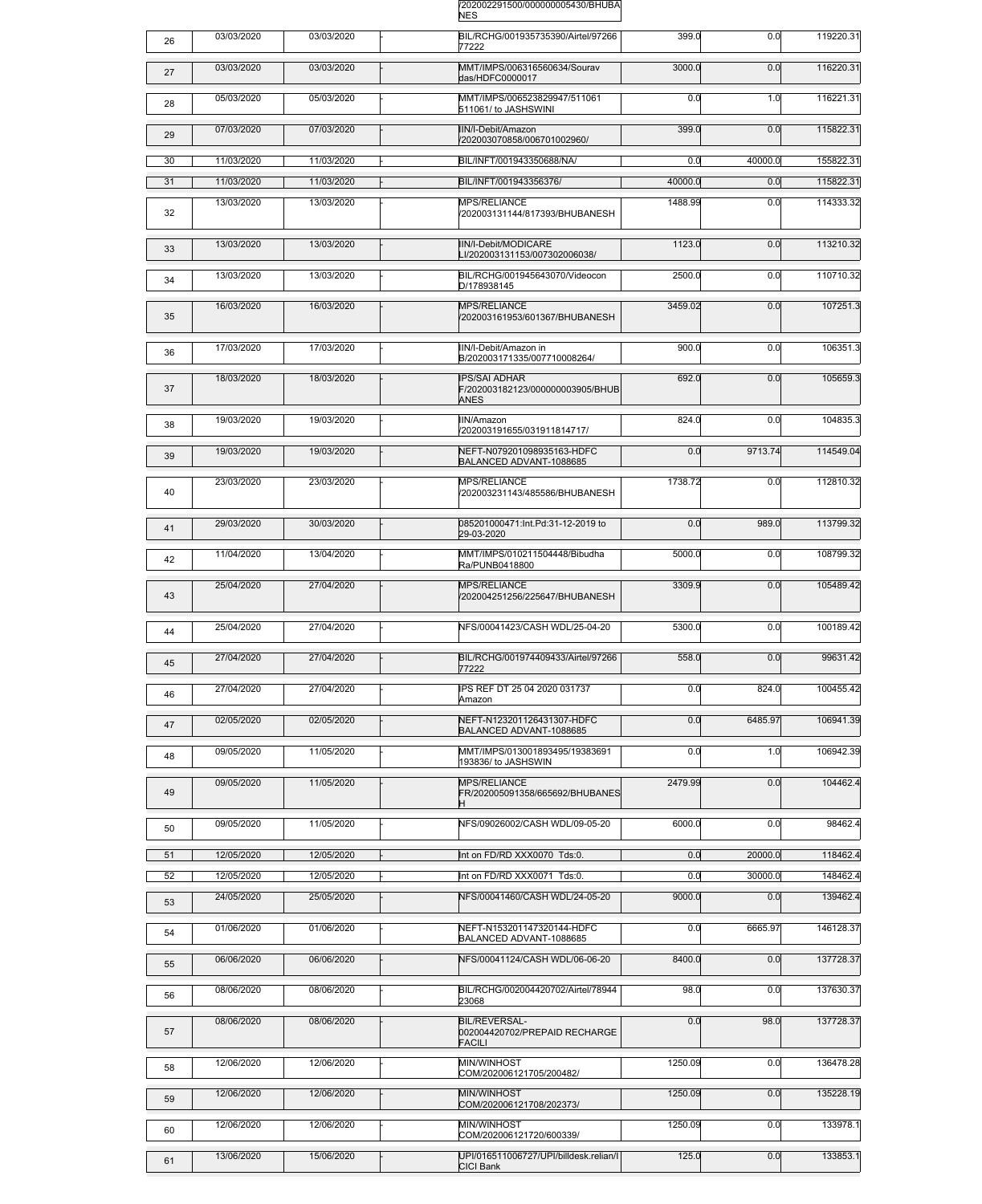| | | | | /202002291500/000000005430/BHUBANES | | | |
|---|---|---|---|---|---|---|---|
| 26 | 03/03/2020 | 03/03/2020 | - | BIL/RCHG/001935735390/Airtel/9726677222 | 399.0 | 0.0 | 119220.31 |
| 27 | 03/03/2020 | 03/03/2020 | - | MMT/IMPS/006316560634/Sourav das/HDFC0000017 | 3000.0 | 0.0 | 116220.31 |
| 28 | 05/03/2020 | 05/03/2020 | - | MMT/IMPS/006523829947/511061511061/ to JASHSWINI | 0.0 | 1.0 | 116221.31 |
| 29 | 07/03/2020 | 07/03/2020 | - | IIN/I-Debit/Amazon /202003070858/006701002960/ | 399.0 | 0.0 | 115822.31 |
| 30 | 11/03/2020 | 11/03/2020 | - | BIL/INFT/001943350688/NA/ | 0.0 | 40000.0 | 155822.31 |
| 31 | 11/03/2020 | 11/03/2020 | - | BIL/INFT/001943356376/ | 40000.0 | 0.0 | 115822.31 |
| 32 | 13/03/2020 | 13/03/2020 | - | MPS/RELIANCE /202003131144/817393/BHUBANESH | 1488.99 | 0.0 | 114333.32 |
| 33 | 13/03/2020 | 13/03/2020 | - | IIN/I-Debit/MODICARE LI/202003131153/007302006038/ | 1123.0 | 0.0 | 113210.32 |
| 34 | 13/03/2020 | 13/03/2020 | - | BIL/RCHG/001945643070/Videocon D/178938145 | 2500.0 | 0.0 | 110710.32 |
| 35 | 16/03/2020 | 16/03/2020 | - | MPS/RELIANCE /202003161953/601367/BHUBANESH | 3459.02 | 0.0 | 107251.3 |
| 36 | 17/03/2020 | 17/03/2020 | - | IIN/I-Debit/Amazon in B/202003171335/007710008264/ | 900.0 | 0.0 | 106351.3 |
| 37 | 18/03/2020 | 18/03/2020 | - | IPS/SAI ADHAR F/202003182123/000000003905/BHUBANES | 692.0 | 0.0 | 105659.3 |
| 38 | 19/03/2020 | 19/03/2020 | - | IIN/Amazon /202003191655/031911814717/ | 824.0 | 0.0 | 104835.3 |
| 39 | 19/03/2020 | 19/03/2020 | - | NEFT-N079201098935163-HDFC BALANCED ADVANT-1088685 | 0.0 | 9713.74 | 114549.04 |
| 40 | 23/03/2020 | 23/03/2020 | - | MPS/RELIANCE /202003231143/485586/BHUBANESH | 1738.72 | 0.0 | 112810.32 |
| 41 | 29/03/2020 | 30/03/2020 | - | 085201000471:Int.Pd:31-12-2019 to 29-03-2020 | 0.0 | 989.0 | 113799.32 |
| 42 | 11/04/2020 | 13/04/2020 | - | MMT/IMPS/010211504448/Bibudha Ra/PUNB0418800 | 5000.0 | 0.0 | 108799.32 |
| 43 | 25/04/2020 | 27/04/2020 | - | MPS/RELIANCE /202004251256/225647/BHUBANESH | 3309.9 | 0.0 | 105489.42 |
| 44 | 25/04/2020 | 27/04/2020 | - | NFS/00041423/CASH WDL/25-04-20 | 5300.0 | 0.0 | 100189.42 |
| 45 | 27/04/2020 | 27/04/2020 | - | BIL/RCHG/001974409433/Airtel/9726677222 | 558.0 | 0.0 | 99631.42 |
| 46 | 27/04/2020 | 27/04/2020 | - | IPS REF DT 25 04 2020 031737 Amazon | 0.0 | 824.0 | 100455.42 |
| 47 | 02/05/2020 | 02/05/2020 | - | NEFT-N123201126431307-HDFC BALANCED ADVANT-1088685 | 0.0 | 6485.97 | 106941.39 |
| 48 | 09/05/2020 | 11/05/2020 | - | MMT/IMPS/013001893495/19383691193836/ to JASHSWIN | 0.0 | 1.0 | 106942.39 |
| 49 | 09/05/2020 | 11/05/2020 | - | MPS/RELIANCE FR/202005091358/665692/BHUBANESH | 2479.99 | 0.0 | 104462.4 |
| 50 | 09/05/2020 | 11/05/2020 | - | NFS/09026002/CASH WDL/09-05-20 | 6000.0 | 0.0 | 98462.4 |
| 51 | 12/05/2020 | 12/05/2020 | - | Int on FD/RD XXX0070 Tds:0. | 0.0 | 20000.0 | 118462.4 |
| 52 | 12/05/2020 | 12/05/2020 | - | Int on FD/RD XXX0071 Tds:0. | 0.0 | 30000.0 | 148462.4 |
| 53 | 24/05/2020 | 25/05/2020 | - | NFS/00041460/CASH WDL/24-05-20 | 9000.0 | 0.0 | 139462.4 |
| 54 | 01/06/2020 | 01/06/2020 | - | NEFT-N153201147320144-HDFC BALANCED ADVANT-1088685 | 0.0 | 6665.97 | 146128.37 |
| 55 | 06/06/2020 | 06/06/2020 | - | NFS/00041124/CASH WDL/06-06-20 | 8400.0 | 0.0 | 137728.37 |
| 56 | 08/06/2020 | 08/06/2020 | - | BIL/RCHG/002004420702/Airtel/7894423068 | 98.0 | 0.0 | 137630.37 |
| 57 | 08/06/2020 | 08/06/2020 | - | BIL/REVERSAL-002004420702/PREPAID RECHARGE FACILI | 0.0 | 98.0 | 137728.37 |
| 58 | 12/06/2020 | 12/06/2020 | - | MIN/WINHOST COM/202006121705/200482/ | 1250.09 | 0.0 | 136478.28 |
| 59 | 12/06/2020 | 12/06/2020 | - | MIN/WINHOST COM/202006121708/202373/ | 1250.09 | 0.0 | 135228.19 |
| 60 | 12/06/2020 | 12/06/2020 | - | MIN/WINHOST COM/202006121720/600339/ | 1250.09 | 0.0 | 133978.1 |
| 61 | 13/06/2020 | 15/06/2020 | - | UPI/016511006727/UPI/billdesk.relian/ICICI Bank | 125.0 | 0.0 | 133853.1 |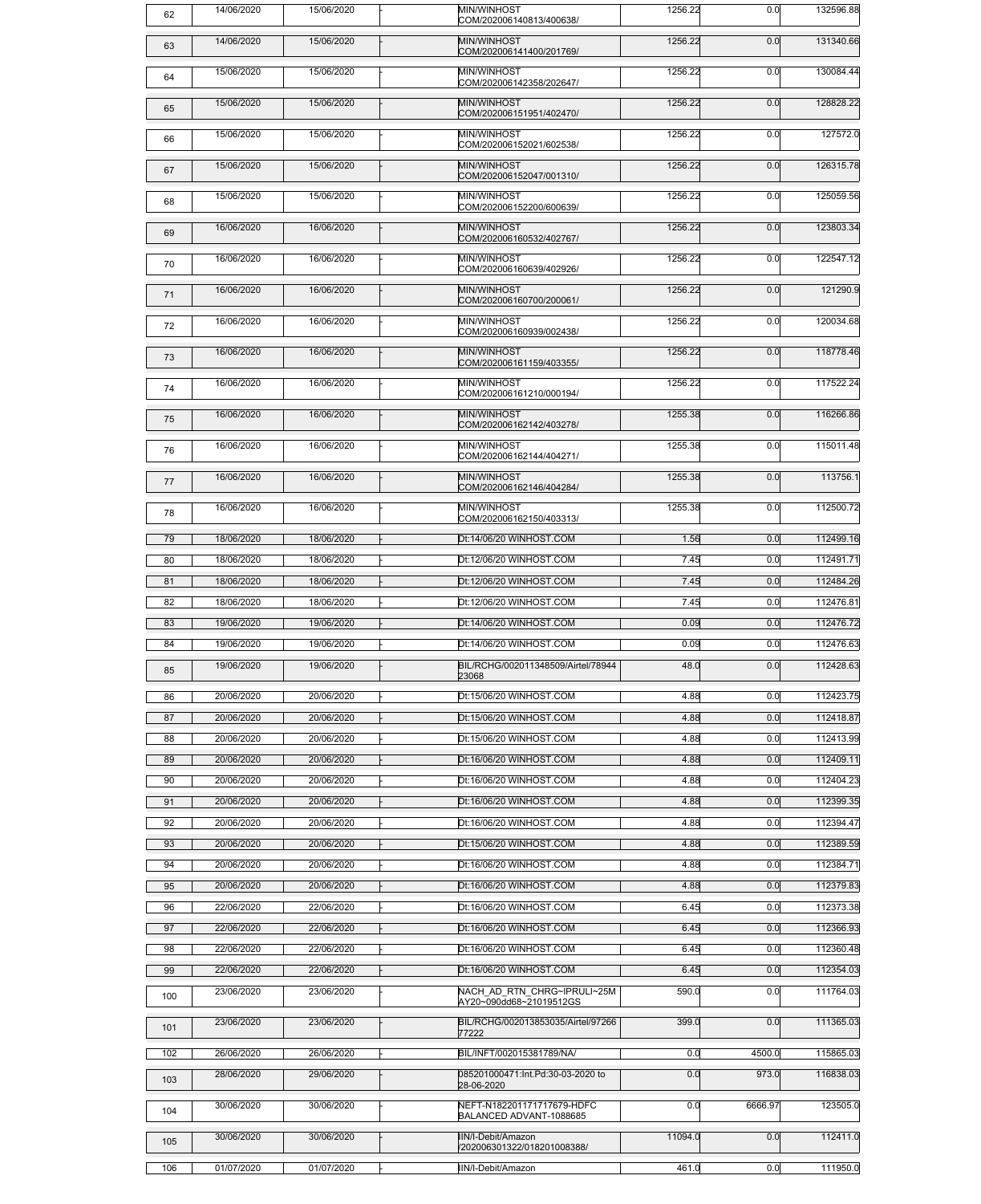| 62 | 14/06/2020 | 15/06/2020 | - | MIN/WINHOST COM/202006140813/400638/ | 1256.22 | 0.0 | 132596.88 |
|---|---|---|---|---|---|---|---|
| 63 | 14/06/2020 | 15/06/2020 | - | MIN/WINHOST COM/202006141400/201769/ | 1256.22 | 0.0 | 131340.66 |
| 64 | 15/06/2020 | 15/06/2020 | - | MIN/WINHOST COM/202006142358/202647/ | 1256.22 | 0.0 | 130084.44 |
| 65 | 15/06/2020 | 15/06/2020 | - | MIN/WINHOST COM/202006151951/402470/ | 1256.22 | 0.0 | 128828.22 |
| 66 | 15/06/2020 | 15/06/2020 | - | MIN/WINHOST COM/202006152021/602538/ | 1256.22 | 0.0 | 127572.0 |
| 67 | 15/06/2020 | 15/06/2020 | - | MIN/WINHOST COM/202006152047/001310/ | 1256.22 | 0.0 | 126315.78 |
| 68 | 15/06/2020 | 15/06/2020 | - | MIN/WINHOST COM/202006152200/600639/ | 1256.22 | 0.0 | 125059.56 |
| 69 | 16/06/2020 | 16/06/2020 | - | MIN/WINHOST COM/202006160532/402767/ | 1256.22 | 0.0 | 123803.34 |
| 70 | 16/06/2020 | 16/06/2020 | - | MIN/WINHOST COM/202006160639/402926/ | 1256.22 | 0.0 | 122547.12 |
| 71 | 16/06/2020 | 16/06/2020 | - | MIN/WINHOST COM/202006160700/200061/ | 1256.22 | 0.0 | 121290.9 |
| 72 | 16/06/2020 | 16/06/2020 | - | MIN/WINHOST COM/202006160939/002438/ | 1256.22 | 0.0 | 120034.68 |
| 73 | 16/06/2020 | 16/06/2020 | - | MIN/WINHOST COM/202006161159/403355/ | 1256.22 | 0.0 | 118778.46 |
| 74 | 16/06/2020 | 16/06/2020 | - | MIN/WINHOST COM/202006161210/000194/ | 1256.22 | 0.0 | 117522.24 |
| 75 | 16/06/2020 | 16/06/2020 | - | MIN/WINHOST COM/202006162142/403278/ | 1255.38 | 0.0 | 116266.86 |
| 76 | 16/06/2020 | 16/06/2020 | - | MIN/WINHOST COM/202006162144/404271/ | 1255.38 | 0.0 | 115011.48 |
| 77 | 16/06/2020 | 16/06/2020 | - | MIN/WINHOST COM/202006162146/404284/ | 1255.38 | 0.0 | 113756.1 |
| 78 | 16/06/2020 | 16/06/2020 | - | MIN/WINHOST COM/202006162150/403313/ | 1255.38 | 0.0 | 112500.72 |
| 79 | 18/06/2020 | 18/06/2020 | - | Dt:14/06/20 WINHOST.COM | 1.56 | 0.0 | 112499.16 |
| 80 | 18/06/2020 | 18/06/2020 | - | Dt:12/06/20 WINHOST.COM | 7.45 | 0.0 | 112491.71 |
| 81 | 18/06/2020 | 18/06/2020 | - | Dt:12/06/20 WINHOST.COM | 7.45 | 0.0 | 112484.26 |
| 82 | 18/06/2020 | 18/06/2020 | - | Dt:12/06/20 WINHOST.COM | 7.45 | 0.0 | 112476.81 |
| 83 | 19/06/2020 | 19/06/2020 | - | Dt:14/06/20 WINHOST.COM | 0.09 | 0.0 | 112476.72 |
| 84 | 19/06/2020 | 19/06/2020 | - | Dt:14/06/20 WINHOST.COM | 0.09 | 0.0 | 112476.63 |
| 85 | 19/06/2020 | 19/06/2020 | - | BIL/RCHG/002011348509/Airtel/78944 23068 | 48.0 | 0.0 | 112428.63 |
| 86 | 20/06/2020 | 20/06/2020 | - | Dt:15/06/20 WINHOST.COM | 4.88 | 0.0 | 112423.75 |
| 87 | 20/06/2020 | 20/06/2020 | - | Dt:15/06/20 WINHOST.COM | 4.88 | 0.0 | 112418.87 |
| 88 | 20/06/2020 | 20/06/2020 | - | Dt:15/06/20 WINHOST.COM | 4.88 | 0.0 | 112413.99 |
| 89 | 20/06/2020 | 20/06/2020 | - | Dt:16/06/20 WINHOST.COM | 4.88 | 0.0 | 112409.11 |
| 90 | 20/06/2020 | 20/06/2020 | - | Dt:16/06/20 WINHOST.COM | 4.88 | 0.0 | 112404.23 |
| 91 | 20/06/2020 | 20/06/2020 | - | Dt:16/06/20 WINHOST.COM | 4.88 | 0.0 | 112399.35 |
| 92 | 20/06/2020 | 20/06/2020 | - | Dt:16/06/20 WINHOST.COM | 4.88 | 0.0 | 112394.47 |
| 93 | 20/06/2020 | 20/06/2020 | - | Dt:15/06/20 WINHOST.COM | 4.88 | 0.0 | 112389.59 |
| 94 | 20/06/2020 | 20/06/2020 | - | Dt:16/06/20 WINHOST.COM | 4.88 | 0.0 | 112384.71 |
| 95 | 20/06/2020 | 20/06/2020 | - | Dt:16/06/20 WINHOST.COM | 4.88 | 0.0 | 112379.83 |
| 96 | 22/06/2020 | 22/06/2020 | - | Dt:16/06/20 WINHOST.COM | 6.45 | 0.0 | 112373.38 |
| 97 | 22/06/2020 | 22/06/2020 | - | Dt:16/06/20 WINHOST.COM | 6.45 | 0.0 | 112366.93 |
| 98 | 22/06/2020 | 22/06/2020 | - | Dt:16/06/20 WINHOST.COM | 6.45 | 0.0 | 112360.48 |
| 99 | 22/06/2020 | 22/06/2020 | - | Dt:16/06/20 WINHOST.COM | 6.45 | 0.0 | 112354.03 |
| 100 | 23/06/2020 | 23/06/2020 | - | NACH_AD_RTN_CHRG~IPRULI~25M AY20~090dd68~21019512GS | 590.0 | 0.0 | 111764.03 |
| 101 | 23/06/2020 | 23/06/2020 | - | BIL/RCHG/002013853035/Airtel/97266 77222 | 399.0 | 0.0 | 111365.03 |
| 102 | 26/06/2020 | 26/06/2020 | - | BIL/INFT/002015381789/NA/ | 0.0 | 4500.0 | 115865.03 |
| 103 | 28/06/2020 | 29/06/2020 | - | 085201000471:Int.Pd:30-03-2020 to 28-06-2020 | 0.0 | 973.0 | 116838.03 |
| 104 | 30/06/2020 | 30/06/2020 | - | NEFT-N182201171717679-HDFC BALANCED ADVANT-1088685 | 0.0 | 6666.97 | 123505.0 |
| 105 | 30/06/2020 | 30/06/2020 | - | IIN/I-Debit/Amazon /202006301322/018201008388/ | 11094.0 | 0.0 | 112411.0 |
| 106 | 01/07/2020 | 01/07/2020 | - | IIN/I-Debit/Amazon | 461.0 | 0.0 | 111950.0 |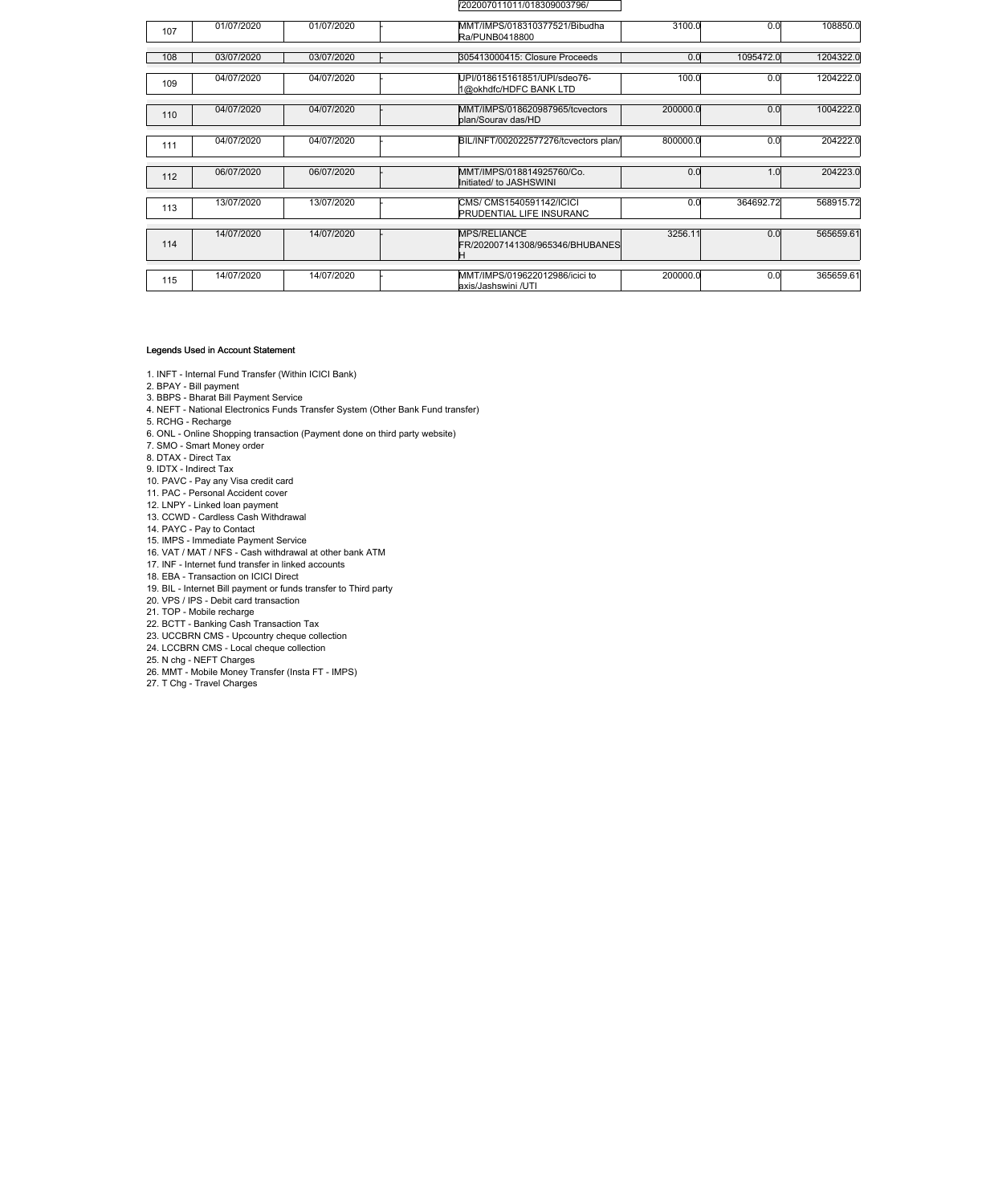| | | | | | | | | |
|---|---|---|---|---|---|---|---|---|
| | | | | | /202007011011/018309003796/ | | | |
| 107 | 01/07/2020 | 01/07/2020 | - | | MMT/IMPS/018310377521/Bibudha Ra/PUNB0418800 | 3100.0 | 0.0 | 108850.0 |
| 108 | 03/07/2020 | 03/07/2020 | - | | 305413000415: Closure Proceeds | 0.0 | 1095472.0 | 1204322.0 |
| 109 | 04/07/2020 | 04/07/2020 | - | | UPI/018615161851/UPI/sdeo76-1@okhdfc/HDFC BANK LTD | 100.0 | 0.0 | 1204222.0 |
| 110 | 04/07/2020 | 04/07/2020 | - | | MMT/IMPS/018620987965/tcvectors plan/Sourav das/HD | 200000.0 | 0.0 | 1004222.0 |
| 111 | 04/07/2020 | 04/07/2020 | - | | BIL/INFT/002022577276/tcvectors plan/ | 800000.0 | 0.0 | 204222.0 |
| 112 | 06/07/2020 | 06/07/2020 | - | | MMT/IMPS/018814925760/Co. Initiated/ to JASHSWINI | 0.0 | 1.0 | 204223.0 |
| 113 | 13/07/2020 | 13/07/2020 | - | | CMS/ CMS1540591142/ICICI PRUDENTIAL LIFE INSURANC | 0.0 | 364692.72 | 568915.72 |
| 114 | 14/07/2020 | 14/07/2020 | - | | MPS/RELIANCE FR/202007141308/965346/BHUBANESH | 3256.11 | 0.0 | 565659.61 |
| 115 | 14/07/2020 | 14/07/2020 | - | | MMT/IMPS/019622012986/icici to axis/Jashswini /UTI | 200000.0 | 0.0 | 365659.61 |

**Legends Used in Account Statement**

1. INFT - Internal Fund Transfer (Within ICICI Bank)
2. BPAY - Bill payment
3. BBPS - Bharat Bill Payment Service
4. NEFT - National Electronics Funds Transfer System (Other Bank Fund transfer)
5. RCHG - Recharge
6. ONL - Online Shopping transaction (Payment done on third party website)
7. SMO - Smart Money order
8. DTAX - Direct Tax
9. IDTX - Indirect Tax
10. PAVC - Pay any Visa credit card
11. PAC - Personal Accident cover
12. LNPY - Linked loan payment
13. CCWD - Cardless Cash Withdrawal
14. PAYC - Pay to Contact
15. IMPS - Immediate Payment Service
16. VAT / MAT / NFS - Cash withdrawal at other bank ATM
17. INF - Internet fund transfer in linked accounts
18. EBA - Transaction on ICICI Direct
19. BIL - Internet Bill payment or funds transfer to Third party
20. VPS / IPS - Debit card transaction
21. TOP - Mobile recharge
22. BCTT - Banking Cash Transaction Tax
23. UCCBRN CMS - Upcountry cheque collection
24. LCCBRN CMS - Local cheque collection
25. N chg - NEFT Charges
26. MMT - Mobile Money Transfer (Insta FT - IMPS)
27. T Chg - Travel Charges